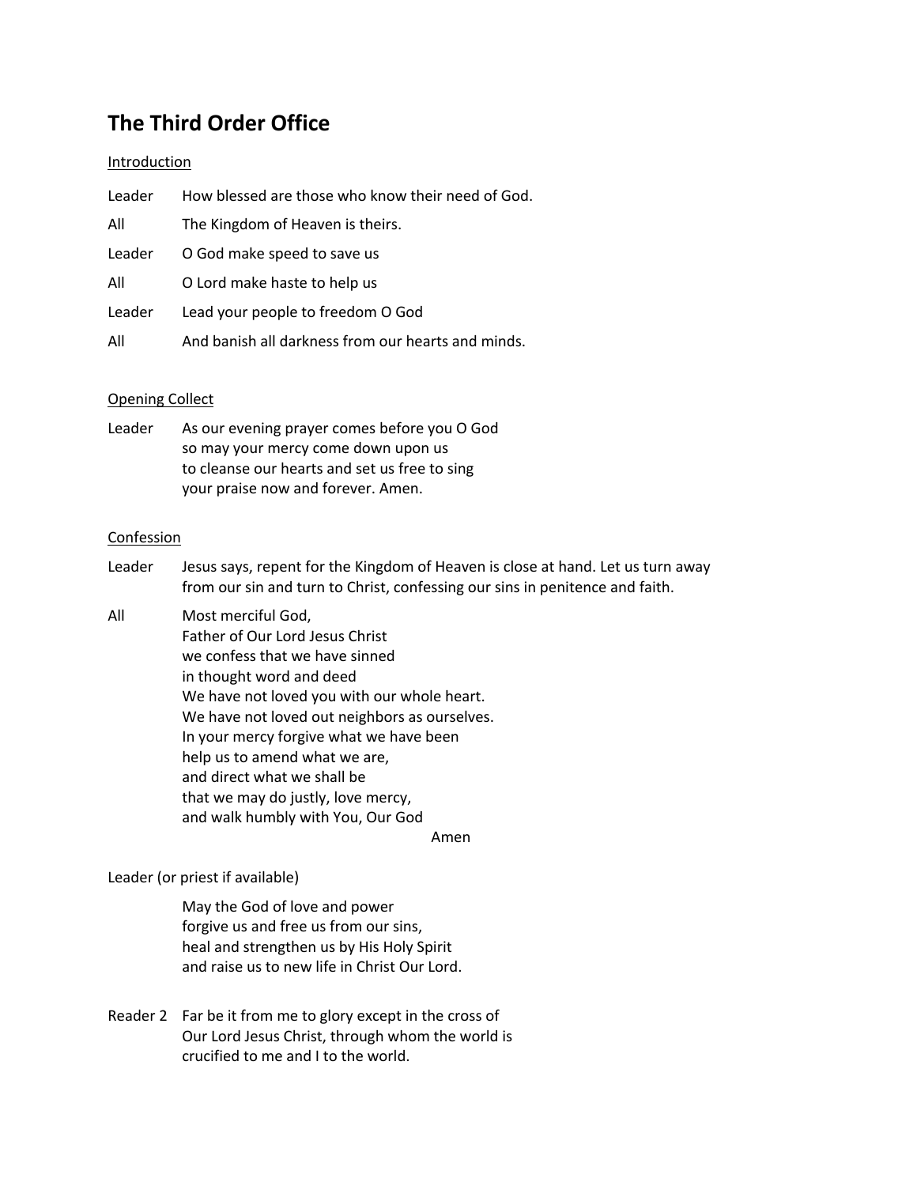# The Third Order Office

Introduction

Leader How blessed are those who know their need of God.

All The Kingdom of Heaven is theirs.

Leader O God make speed to save us

All O Lord make haste to help us

Leader Lead your people to freedom O God

All And banish all darkness from our hearts and minds.

Opening Collect

Leader As our evening prayer comes before you O God
so may your mercy come down upon us
to cleanse our hearts and set us free to sing
your praise now and forever. Amen.

Confession

Leader Jesus says, repent for the Kingdom of Heaven is close at hand. Let us turn away from our sin and turn to Christ, confessing our sins in penitence and faith.

All Most merciful God,
Father of Our Lord Jesus Christ
we confess that we have sinned
in thought word and deed
We have not loved you with our whole heart.
We have not loved out neighbors as ourselves.
In your mercy forgive what we have been
help us to amend what we are,
and direct what we shall be
that we may do justly, love mercy,
and walk humbly with You, Our God
Amen

Leader (or priest if available)

May the God of love and power
forgive us and free us from our sins,
heal and strengthen us by His Holy Spirit
and raise us to new life in Christ Our Lord.

Reader 2 Far be it from me to glory except in the cross of
Our Lord Jesus Christ, through whom the world is
crucified to me and I to the world.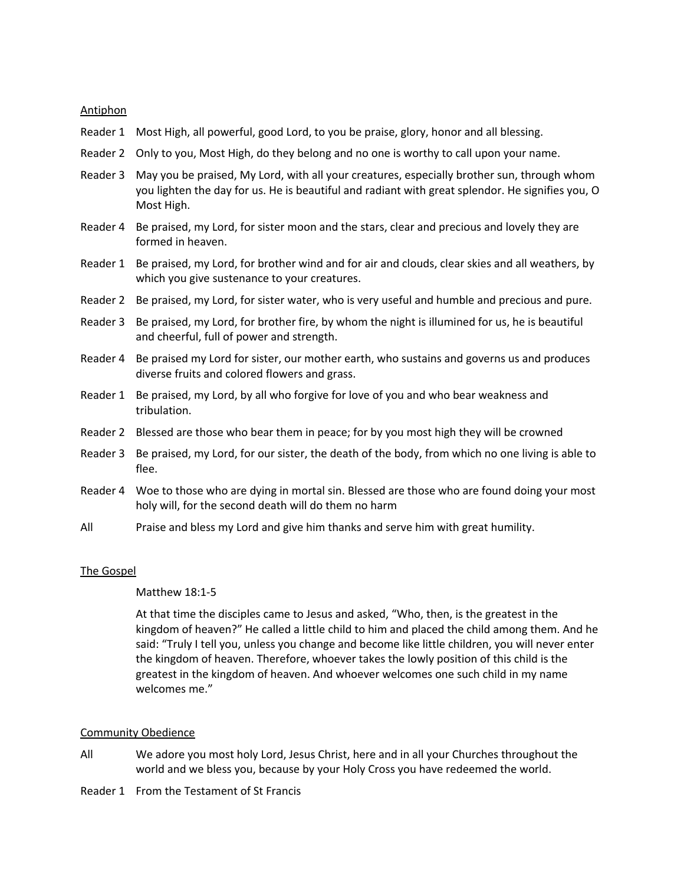Antiphon

Reader 1 Most High, all powerful, good Lord, to you be praise, glory, honor and all blessing.

Reader 2 Only to you, Most High, do they belong and no one is worthy to call upon your name.

Reader 3 May you be praised, My Lord, with all your creatures, especially brother sun, through whom you lighten the day for us. He is beautiful and radiant with great splendor. He signifies you, O Most High.

Reader 4 Be praised, my Lord, for sister moon and the stars, clear and precious and lovely they are formed in heaven.

Reader 1 Be praised, my Lord, for brother wind and for air and clouds, clear skies and all weathers, by which you give sustenance to your creatures.

Reader 2 Be praised, my Lord, for sister water, who is very useful and humble and precious and pure.

Reader 3 Be praised, my Lord, for brother fire, by whom the night is illumined for us, he is beautiful and cheerful, full of power and strength.

Reader 4 Be praised my Lord for sister, our mother earth, who sustains and governs us and produces diverse fruits and colored flowers and grass.

Reader 1 Be praised, my Lord, by all who forgive for love of you and who bear weakness and tribulation.

Reader 2 Blessed are those who bear them in peace; for by you most high they will be crowned

Reader 3 Be praised, my Lord, for our sister, the death of the body, from which no one living is able to flee.

Reader 4 Woe to those who are dying in mortal sin. Blessed are those who are found doing your most holy will, for the second death will do them no harm

All Praise and bless my Lord and give him thanks and serve him with great humility.

The Gospel

Matthew 18:1-5

At that time the disciples came to Jesus and asked, "Who, then, is the greatest in the kingdom of heaven?" He called a little child to him and placed the child among them. And he said: "Truly I tell you, unless you change and become like little children, you will never enter the kingdom of heaven. Therefore, whoever takes the lowly position of this child is the greatest in the kingdom of heaven. And whoever welcomes one such child in my name welcomes me."

Community Obedience

All We adore you most holy Lord, Jesus Christ, here and in all your Churches throughout the world and we bless you, because by your Holy Cross you have redeemed the world.

Reader 1 From the Testament of St Francis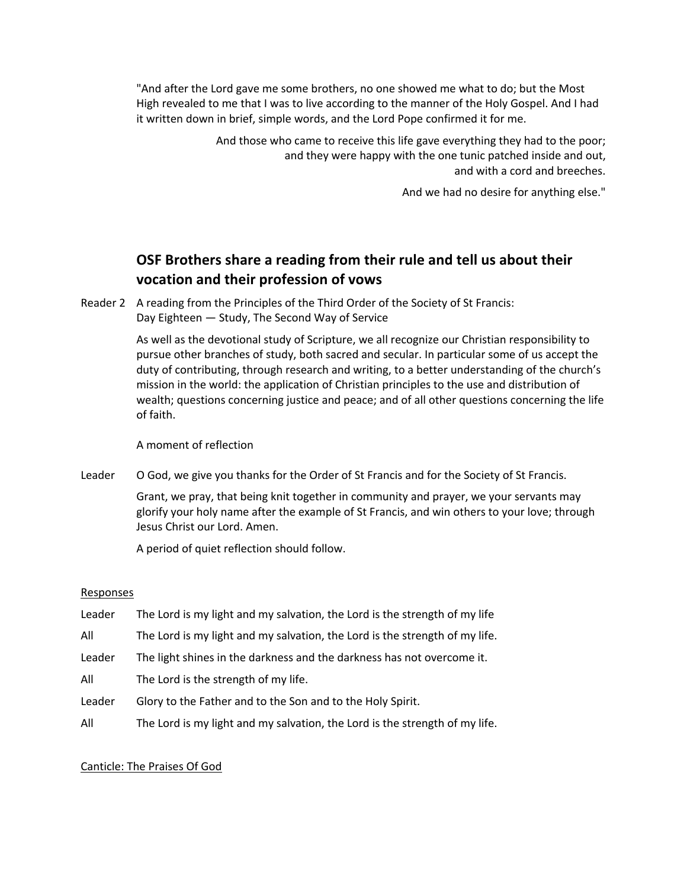"And after the Lord gave me some brothers, no one showed me what to do; but the Most High revealed to me that I was to live according to the manner of the Holy Gospel. And I had it written down in brief, simple words, and the Lord Pope confirmed it for me.

And those who came to receive this life gave everything they had to the poor;
and they were happy with the one tunic patched inside and out,
and with a cord and breeches.

And we had no desire for anything else."

## OSF Brothers share a reading from their rule and tell us about their vocation and their profession of vows

Reader 2 A reading from the Principles of the Third Order of the Society of St Francis:
Day Eighteen — Study, The Second Way of Service

As well as the devotional study of Scripture, we all recognize our Christian responsibility to pursue other branches of study, both sacred and secular. In particular some of us accept the duty of contributing, through research and writing, to a better understanding of the church's mission in the world: the application of Christian principles to the use and distribution of wealth; questions concerning justice and peace; and of all other questions concerning the life of faith.

A moment of reflection

Leader O God, we give you thanks for the Order of St Francis and for the Society of St Francis.

Grant, we pray, that being knit together in community and prayer, we your servants may glorify your holy name after the example of St Francis, and win others to your love; through Jesus Christ our Lord. Amen.

A period of quiet reflection should follow.

<u>Responses</u>

Leader The Lord is my light and my salvation, the Lord is the strength of my life

All The Lord is my light and my salvation, the Lord is the strength of my life.

Leader The light shines in the darkness and the darkness has not overcome it.

All The Lord is the strength of my life.

Leader Glory to the Father and to the Son and to the Holy Spirit.

All The Lord is my light and my salvation, the Lord is the strength of my life.

<u>Canticle: The Praises Of God</u>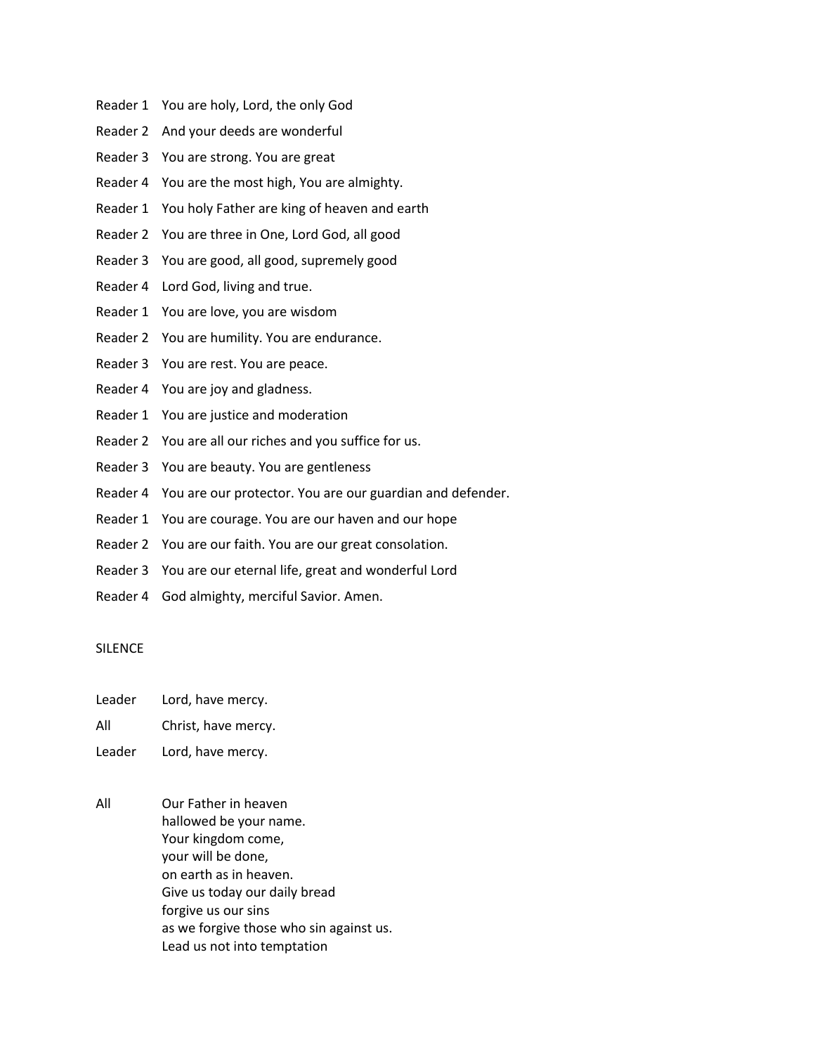Reader 1 You are holy, Lord, the only God

Reader 2 And your deeds are wonderful

Reader 3 You are strong. You are great

Reader 4 You are the most high, You are almighty.

Reader 1 You holy Father are king of heaven and earth

Reader 2 You are three in One, Lord God, all good

Reader 3 You are good, all good, supremely good

Reader 4 Lord God, living and true.

Reader 1 You are love, you are wisdom

Reader 2 You are humility. You are endurance.

Reader 3 You are rest. You are peace.

Reader 4 You are joy and gladness.

Reader 1 You are justice and moderation

Reader 2 You are all our riches and you suffice for us.

Reader 3 You are beauty. You are gentleness

Reader 4 You are our protector. You are our guardian and defender.

Reader 1 You are courage. You are our haven and our hope

Reader 2 You are our faith. You are our great consolation.

Reader 3 You are our eternal life, great and wonderful Lord

Reader 4 God almighty, merciful Savior. Amen.

SILENCE

Leader Lord, have mercy.

All Christ, have mercy.

Leader Lord, have mercy.

All Our Father in heaven
hallowed be your name.
Your kingdom come,
your will be done,
on earth as in heaven.
Give us today our daily bread
forgive us our sins
as we forgive those who sin against us.
Lead us not into temptation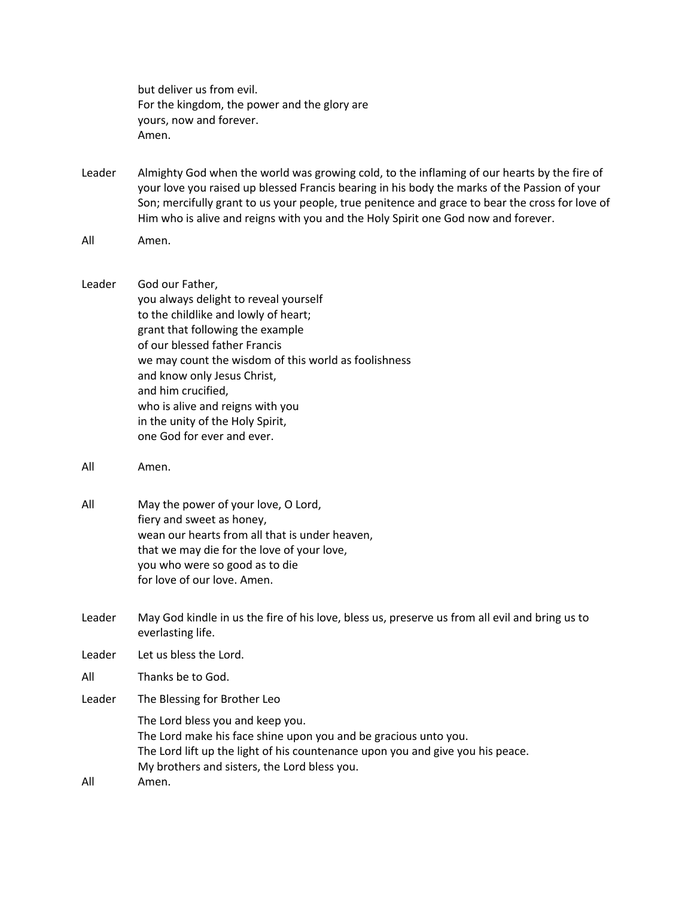but deliver us from evil.
For the kingdom, the power and the glory are
yours, now and forever.
Amen.

Leader Almighty God when the world was growing cold, to the inflaming of our hearts by the fire of your love you raised up blessed Francis bearing in his body the marks of the Passion of your Son; mercifully grant to us your people, true penitence and grace to bear the cross for love of Him who is alive and reigns with you and the Holy Spirit one God now and forever.

All Amen.

Leader God our Father,
you always delight to reveal yourself
to the childlike and lowly of heart;
grant that following the example
of our blessed father Francis
we may count the wisdom of this world as foolishness
and know only Jesus Christ,
and him crucified,
who is alive and reigns with you
in the unity of the Holy Spirit,
one God for ever and ever.

All Amen.

All May the power of your love, O Lord,
fiery and sweet as honey,
wean our hearts from all that is under heaven,
that we may die for the love of your love,
you who were so good as to die
for love of our love. Amen.

Leader May God kindle in us the fire of his love, bless us, preserve us from all evil and bring us to everlasting life.

Leader Let us bless the Lord.

All Thanks be to God.

Leader The Blessing for Brother Leo

The Lord bless you and keep you.
The Lord make his face shine upon you and be gracious unto you.
The Lord lift up the light of his countenance upon you and give you his peace.
My brothers and sisters, the Lord bless you.

All Amen.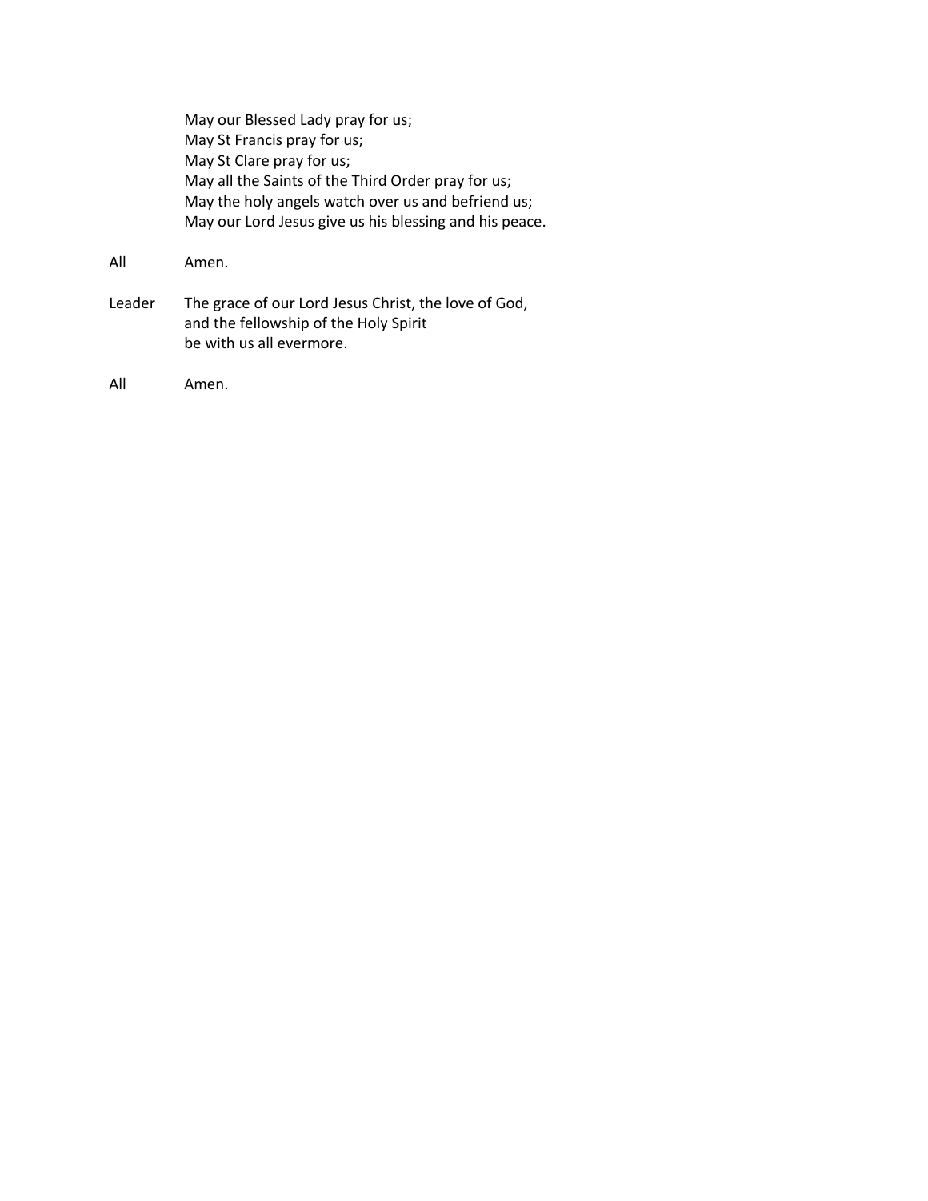May our Blessed Lady pray for us;
May St Francis pray for us;
May St Clare pray for us;
May all the Saints of the Third Order pray for us;
May the holy angels watch over us and befriend us;
May our Lord Jesus give us his blessing and his peace.

All Amen.

Leader The grace of our Lord Jesus Christ, the love of God,
and the fellowship of the Holy Spirit
be with us all evermore.

All Amen.